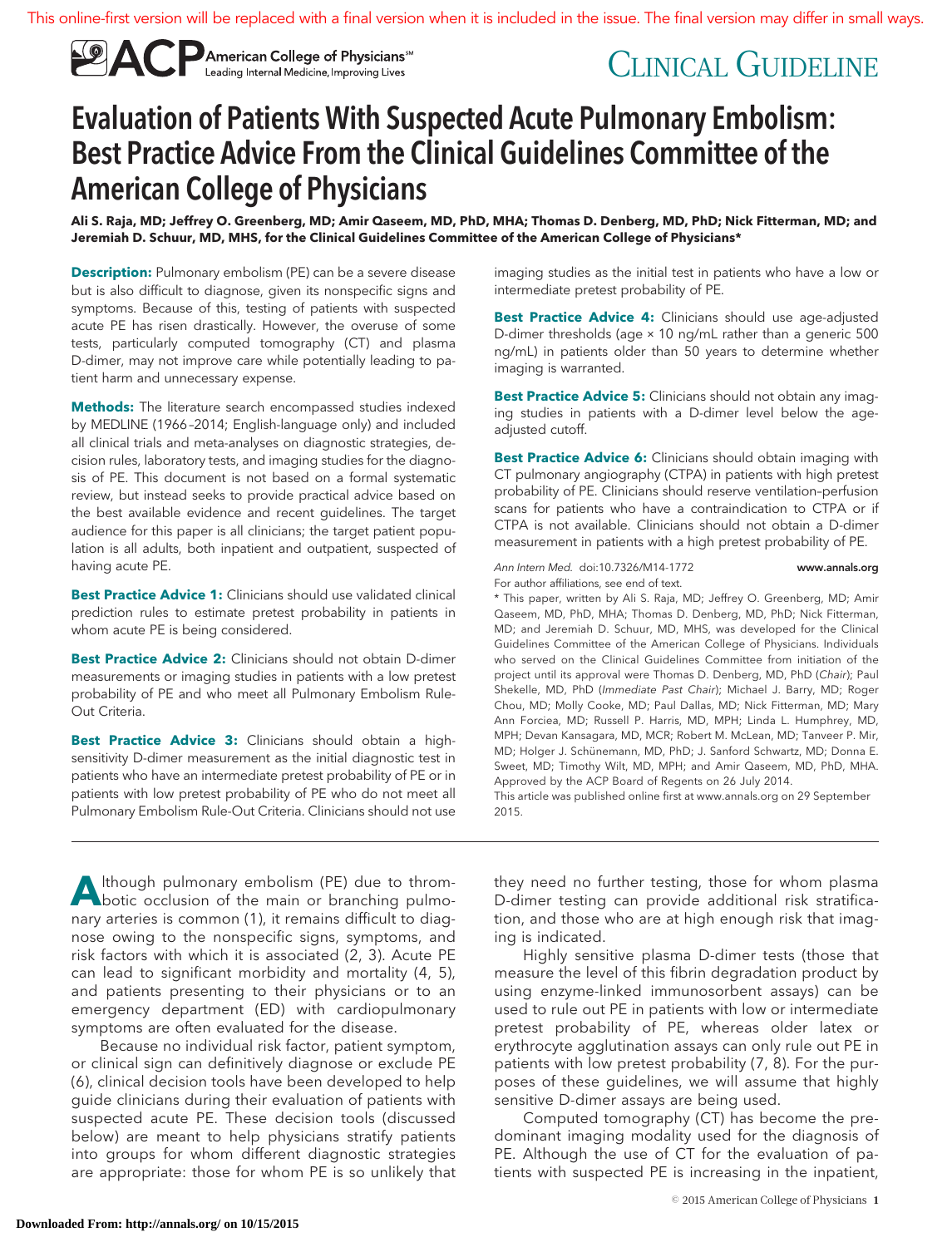# Evaluation of Patients With Suspected Acute Pulmonary Embolism: Best Practice Advice From the Clinical Guidelines Committee of the American College of Physicians

**Ali S. Raja, MD; Jeffrey O. Greenberg, MD; Amir Qaseem, MD, PhD, MHA; Thomas D. Denberg, MD, PhD; Nick Fitterman, MD; and Jeremiah D. Schuur, MD, MHS, for the Clinical Guidelines Committee of the American College of Physicians***

**Description:** Pulmonary embolism (PE) can be a severe disease but is also difficult to diagnose, given its nonspecific signs and symptoms. Because of this, testing of patients with suspected acute PE has risen drastically. However, the overuse of some tests, particularly computed tomography (CT) and plasma D-dimer, may not improve care while potentially leading to patient harm and unnecessary expense.

**Methods:** The literature search encompassed studies indexed by MEDLINE (1966–2014; English-language only) and included all clinical trials and meta-analyses on diagnostic strategies, decision rules, laboratory tests, and imaging studies for the diagnosis of PE. This document is not based on a formal systematic review, but instead seeks to provide practical advice based on the best available evidence and recent guidelines. The target audience for this paper is all clinicians; the target patient population is all adults, both inpatient and outpatient, suspected of having acute PE.

**Best Practice Advice 1:** Clinicians should use validated clinical prediction rules to estimate pretest probability in patients in whom acute PE is being considered.

**Best Practice Advice 2:** Clinicians should not obtain D-dimer measurements or imaging studies in patients with a low pretest probability of PE and who meet all Pulmonary Embolism Rule-Out Criteria.

**Best Practice Advice 3:** Clinicians should obtain a high-sensitivity D-dimer measurement as the initial diagnostic test in patients who have an intermediate pretest probability of PE or in patients with low pretest probability of PE who do not meet all Pulmonary Embolism Rule-Out Criteria. Clinicians should not use imaging studies as the initial test in patients who have a low or intermediate pretest probability of PE.

**Best Practice Advice 4:** Clinicians should use age-adjusted D-dimer thresholds (age × 10 ng/mL rather than a generic 500 ng/mL) in patients older than 50 years to determine whether imaging is warranted.

**Best Practice Advice 5:** Clinicians should not obtain any imaging studies in patients with a D-dimer level below the age-adjusted cutoff.

**Best Practice Advice 6:** Clinicians should obtain imaging with CT pulmonary angiography (CTPA) in patients with high pretest probability of PE. Clinicians should reserve ventilation–perfusion scans for patients who have a contraindication to CTPA or if CTPA is not available. Clinicians should not obtain a D-dimer measurement in patients with a high pretest probability of PE.

*Ann Intern Med.* doi:10.7326/M14-1772 www.annals.org

For author affiliations, see end of text.

\* This paper, written by Ali S. Raja, MD; Jeffrey O. Greenberg, MD; Amir Qaseem, MD, PhD, MHA; Thomas D. Denberg, MD, PhD; Nick Fitterman, MD; and Jeremiah D. Schuur, MD, MHS, was developed for the Clinical Guidelines Committee of the American College of Physicians. Individuals who served on the Clinical Guidelines Committee from initiation of the project until its approval were Thomas D. Denberg, MD, PhD (*Chair*); Paul Shekelle, MD, PhD (*Immediate Past Chair*); Michael J. Barry, MD; Roger Chou, MD; Molly Cooke, MD; Paul Dallas, MD; Nick Fitterman, MD; Mary Ann Forciea, MD; Russell P. Harris, MD, MPH; Linda L. Humphrey, MD, MPH; Devan Kansagara, MD, MCR; Robert M. McLean, MD; Tanveer P. Mir, MD; Holger J. Schünemann, MD, PhD; J. Sanford Schwartz, MD; Donna E. Sweet, MD; Timothy Wilt, MD, MPH; and Amir Qaseem, MD, PhD, MHA. Approved by the ACP Board of Regents on 26 July 2014.

This article was published online first at www.annals.org on 29 September 2015.

---

Although pulmonary embolism (PE) due to thrombotic occlusion of the main or branching pulmonary arteries is common (1), it remains difficult to diagnose owing to the nonspecific signs, symptoms, and risk factors with which it is associated (2, 3). Acute PE can lead to significant morbidity and mortality (4, 5), and patients presenting to their physicians or to an emergency department (ED) with cardiopulmonary symptoms are often evaluated for the disease.

Because no individual risk factor, patient symptom, or clinical sign can definitively diagnose or exclude PE (6), clinical decision tools have been developed to help guide clinicians during their evaluation of patients with suspected acute PE. These decision tools (discussed below) are meant to help physicians stratify patients into groups for whom different diagnostic strategies are appropriate: those for whom PE is so unlikely that they need no further testing, those for whom plasma D-dimer testing can provide additional risk stratification, and those who are at high enough risk that imaging is indicated.

Highly sensitive plasma D-dimer tests (those that measure the level of this fibrin degradation product by using enzyme-linked immunosorbent assays) can be used to rule out PE in patients with low or intermediate pretest probability of PE, whereas older latex or erythrocyte agglutination assays can only rule out PE in patients with low pretest probability (7, 8). For the purposes of these guidelines, we will assume that highly sensitive D-dimer assays are being used.

Computed tomography (CT) has become the predominant imaging modality used for the diagnosis of PE. Although the use of CT for the evaluation of patients with suspected PE is increasing in the inpatient,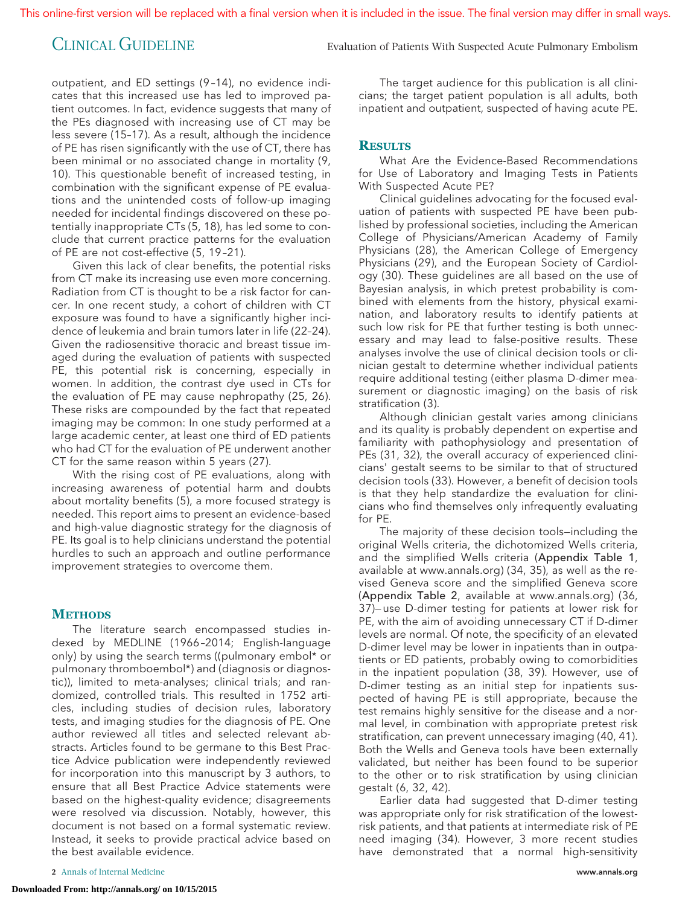outpatient, and ED settings (9–14), no evidence indicates that this increased use has led to improved patient outcomes. In fact, evidence suggests that many of the PEs diagnosed with increasing use of CT may be less severe (15–17). As a result, although the incidence of PE has risen significantly with the use of CT, there has been minimal or no associated change in mortality (9, 10). This questionable benefit of increased testing, in combination with the significant expense of PE evaluations and the unintended costs of follow-up imaging needed for incidental findings discovered on these potentially inappropriate CTs (5, 18), has led some to conclude that current practice patterns for the evaluation of PE are not cost-effective (5, 19–21).

Given this lack of clear benefits, the potential risks from CT make its increasing use even more concerning. Radiation from CT is thought to be a risk factor for cancer. In one recent study, a cohort of children with CT exposure was found to have a significantly higher incidence of leukemia and brain tumors later in life (22–24). Given the radiosensitive thoracic and breast tissue imaged during the evaluation of patients with suspected PE, this potential risk is concerning, especially in women. In addition, the contrast dye used in CTs for the evaluation of PE may cause nephropathy (25, 26). These risks are compounded by the fact that repeated imaging may be common: In one study performed at a large academic center, at least one third of ED patients who had CT for the evaluation of PE underwent another CT for the same reason within 5 years (27).

With the rising cost of PE evaluations, along with increasing awareness of potential harm and doubts about mortality benefits (5), a more focused strategy is needed. This report aims to present an evidence-based and high-value diagnostic strategy for the diagnosis of PE. Its goal is to help clinicians understand the potential hurdles to such an approach and outline performance improvement strategies to overcome them.

## Methods

The literature search encompassed studies indexed by MEDLINE (1966–2014; English-language only) by using the search terms ((pulmonary embol* or pulmonary thromboembol*) and (diagnosis or diagnostic)), limited to meta-analyses; clinical trials; and randomized, controlled trials. This resulted in 1752 articles, including studies of decision rules, laboratory tests, and imaging studies for the diagnosis of PE. One author reviewed all titles and selected relevant abstracts. Articles found to be germane to this Best Practice Advice publication were independently reviewed for incorporation into this manuscript by 3 authors, to ensure that all Best Practice Advice statements were based on the highest-quality evidence; disagreements were resolved via discussion. Notably, however, this document is not based on a formal systematic review. Instead, it seeks to provide practical advice based on the best available evidence.

The target audience for this publication is all clinicians; the target patient population is all adults, both inpatient and outpatient, suspected of having acute PE.

## Results

What Are the Evidence-Based Recommendations for Use of Laboratory and Imaging Tests in Patients With Suspected Acute PE?

Clinical guidelines advocating for the focused evaluation of patients with suspected PE have been published by professional societies, including the American College of Physicians/American Academy of Family Physicians (28), the American College of Emergency Physicians (29), and the European Society of Cardiology (30). These guidelines are all based on the use of Bayesian analysis, in which pretest probability is combined with elements from the history, physical examination, and laboratory results to identify patients at such low risk for PE that further testing is both unnecessary and may lead to false-positive results. These analyses involve the use of clinical decision tools or clinician gestalt to determine whether individual patients require additional testing (either plasma D-dimer measurement or diagnostic imaging) on the basis of risk stratification (3).

Although clinician gestalt varies among clinicians and its quality is probably dependent on expertise and familiarity with pathophysiology and presentation of PEs (31, 32), the overall accuracy of experienced clinicians' gestalt seems to be similar to that of structured decision tools (33). However, a benefit of decision tools is that they help standardize the evaluation for clinicians who find themselves only infrequently evaluating for PE.

The majority of these decision tools—including the original Wells criteria, the dichotomized Wells criteria, and the simplified Wells criteria (**Appendix Table 1**, available at www.annals.org) (34, 35), as well as the revised Geneva score and the simplified Geneva score (**Appendix Table 2**, available at www.annals.org) (36, 37)—use D-dimer testing for patients at lower risk for PE, with the aim of avoiding unnecessary CT if D-dimer levels are normal. Of note, the specificity of an elevated D-dimer level may be lower in inpatients than in outpatients or ED patients, probably owing to comorbidities in the inpatient population (38, 39). However, use of D-dimer testing as an initial step for inpatients suspected of having PE is still appropriate, because the test remains highly sensitive for the disease and a normal level, in combination with appropriate pretest risk stratification, can prevent unnecessary imaging (40, 41). Both the Wells and Geneva tools have been externally validated, but neither has been found to be superior to the other or to risk stratification by using clinician gestalt (6, 32, 42).

Earlier data had suggested that D-dimer testing was appropriate only for risk stratification of the lowest-risk patients, and that patients at intermediate risk of PE need imaging (34). However, 3 more recent studies have demonstrated that a normal high-sensitivity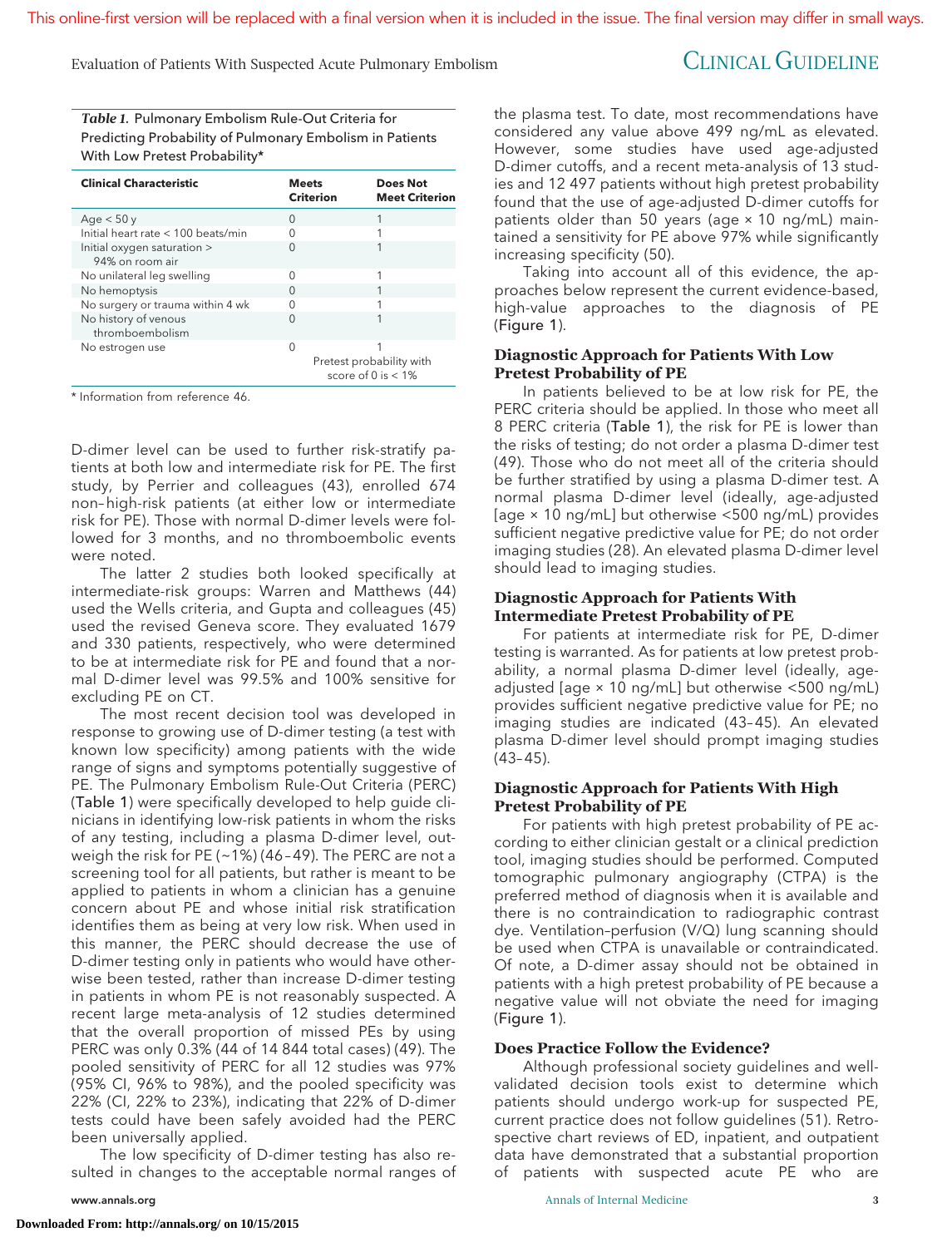*Table 1.* Pulmonary Embolism Rule-Out Criteria for Predicting Probability of Pulmonary Embolism in Patients With Low Pretest Probability*

| Clinical Characteristic | Meets Criterion | Does Not Meet Criterion |
|---|---|---|
| Age < 50 y | 0 | 1 |
| Initial heart rate < 100 beats/min | 0 | 1 |
| Initial oxygen saturation > 94% on room air | 0 | 1 |
| No unilateral leg swelling | 0 | 1 |
| No hemoptysis | 0 | 1 |
| No surgery or trauma within 4 wk | 0 | 1 |
| No history of venous thromboembolism | 0 | 1 |
| No estrogen use | 0 | 1 |
| | Pretest probability with score of 0 is < 1% | |

* Information from reference 46.

D-dimer level can be used to further risk-stratify patients at both low and intermediate risk for PE. The first study, by Perrier and colleagues (43), enrolled 674 non–high-risk patients (at either low or intermediate risk for PE). Those with normal D-dimer levels were followed for 3 months, and no thromboembolic events were noted.

The latter 2 studies both looked specifically at intermediate-risk groups: Warren and Matthews (44) used the Wells criteria, and Gupta and colleagues (45) used the revised Geneva score. They evaluated 1679 and 330 patients, respectively, who were determined to be at intermediate risk for PE and found that a normal D-dimer level was 99.5% and 100% sensitive for excluding PE on CT.

The most recent decision tool was developed in response to growing use of D-dimer testing (a test with known low specificity) among patients with the wide range of signs and symptoms potentially suggestive of PE. The Pulmonary Embolism Rule-Out Criteria (PERC) (Table 1) were specifically developed to help guide clinicians in identifying low-risk patients in whom the risks of any testing, including a plasma D-dimer level, outweigh the risk for PE (~1%) (46–49). The PERC are not a screening tool for all patients, but rather is meant to be applied to patients in whom a clinician has a genuine concern about PE and whose initial risk stratification identifies them as being at very low risk. When used in this manner, the PERC should decrease the use of D-dimer testing only in patients who would have otherwise been tested, rather than increase D-dimer testing in patients in whom PE is not reasonably suspected. A recent large meta-analysis of 12 studies determined that the overall proportion of missed PEs by using PERC was only 0.3% (44 of 14 844 total cases) (49). The pooled sensitivity of PERC for all 12 studies was 97% (95% CI, 96% to 98%), and the pooled specificity was 22% (CI, 22% to 23%), indicating that 22% of D-dimer tests could have been safely avoided had the PERC been universally applied.

The low specificity of D-dimer testing has also resulted in changes to the acceptable normal ranges of the plasma test. To date, most recommendations have considered any value above 499 ng/mL as elevated. However, some studies have used age-adjusted D-dimer cutoffs, and a recent meta-analysis of 13 studies and 12 497 patients without high pretest probability found that the use of age-adjusted D-dimer cutoffs for patients older than 50 years (age × 10 ng/mL) maintained a sensitivity for PE above 97% while significantly increasing specificity (50).

Taking into account all of this evidence, the approaches below represent the current evidence-based, high-value approaches to the diagnosis of PE (Figure 1).

### Diagnostic Approach for Patients With Low Pretest Probability of PE

In patients believed to be at low risk for PE, the PERC criteria should be applied. In those who meet all 8 PERC criteria (Table 1), the risk for PE is lower than the risks of testing; do not order a plasma D-dimer test (49). Those who do not meet all of the criteria should be further stratified by using a plasma D-dimer test. A normal plasma D-dimer level (ideally, age-adjusted [age × 10 ng/mL] but otherwise <500 ng/mL) provides sufficient negative predictive value for PE; do not order imaging studies (28). An elevated plasma D-dimer level should lead to imaging studies.

### Diagnostic Approach for Patients With Intermediate Pretest Probability of PE

For patients at intermediate risk for PE, D-dimer testing is warranted. As for patients at low pretest probability, a normal plasma D-dimer level (ideally, age-adjusted [age × 10 ng/mL] but otherwise <500 ng/mL) provides sufficient negative predictive value for PE; no imaging studies are indicated (43–45). An elevated plasma D-dimer level should prompt imaging studies (43–45).

### Diagnostic Approach for Patients With High Pretest Probability of PE

For patients with high pretest probability of PE according to either clinician gestalt or a clinical prediction tool, imaging studies should be performed. Computed tomographic pulmonary angiography (CTPA) is the preferred method of diagnosis when it is available and there is no contraindication to radiographic contrast dye. Ventilation–perfusion (V/Q) lung scanning should be used when CTPA is unavailable or contraindicated. Of note, a D-dimer assay should not be obtained in patients with a high pretest probability of PE because a negative value will not obviate the need for imaging (Figure 1).

### Does Practice Follow the Evidence?

Although professional society guidelines and well-validated decision tools exist to determine which patients should undergo work-up for suspected PE, current practice does not follow guidelines (51). Retrospective chart reviews of ED, inpatient, and outpatient data have demonstrated that a substantial proportion of patients with suspected acute PE who are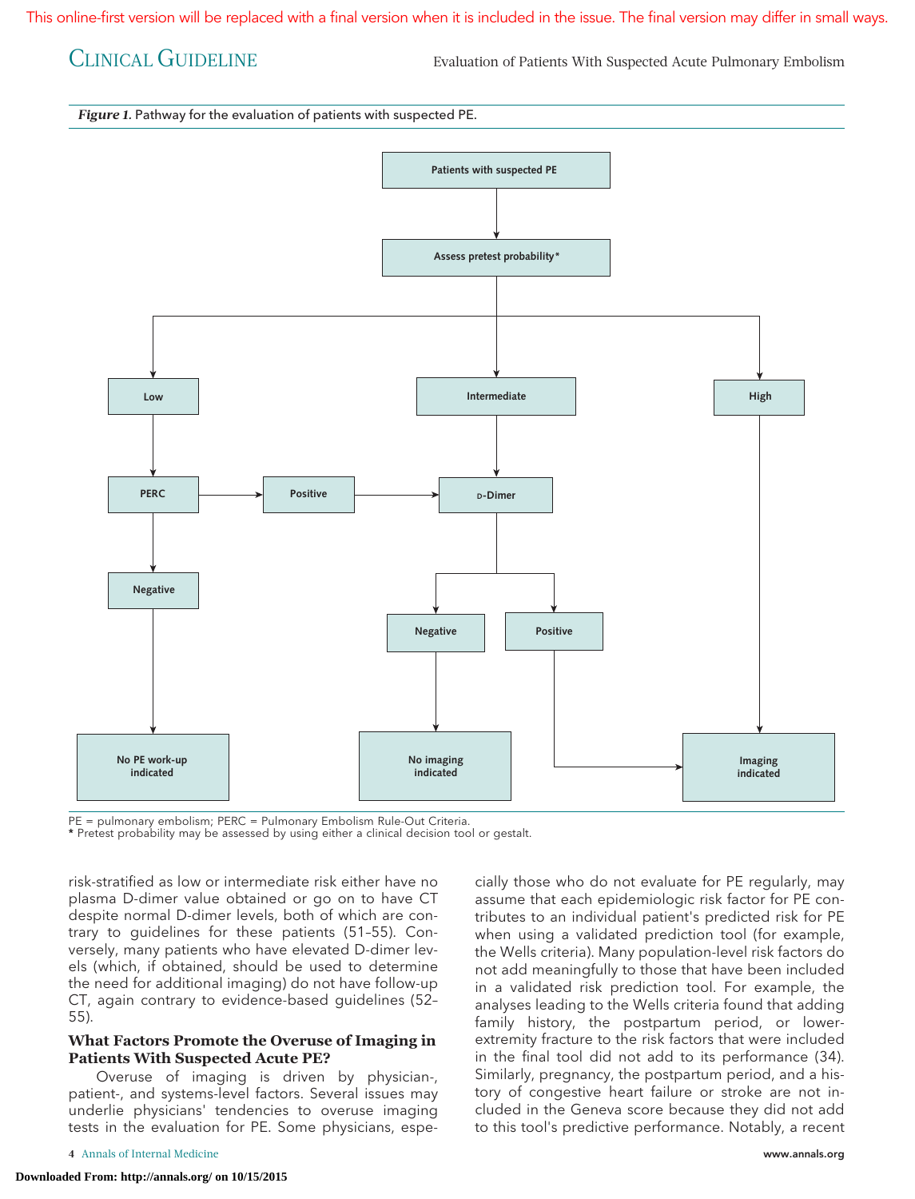**Figure 1.** Pathway for the evaluation of patients with suspected PE.

- Patients with suspected PE → Assess pretest probability*
  - Low → PERC
    - Negative → No PE work-up indicated
    - Positive → D-Dimer
  - Intermediate → D-Dimer
    - Negative → No imaging indicated
    - Positive → Imaging indicated
  - High → Imaging indicated

PE = pulmonary embolism; PERC = Pulmonary Embolism Rule-Out Criteria.
* Pretest probability may be assessed by using either a clinical decision tool or gestalt.

risk-stratified as low or intermediate risk either have no plasma D-dimer value obtained or go on to have CT despite normal D-dimer levels, both of which are contrary to guidelines for these patients (51–55). Conversely, many patients who have elevated D-dimer levels (which, if obtained, should be used to determine the need for additional imaging) do not have follow-up CT, again contrary to evidence-based guidelines (52–55).

### What Factors Promote the Overuse of Imaging in Patients With Suspected Acute PE?

Overuse of imaging is driven by physician-, patient-, and systems-level factors. Several issues may underlie physicians' tendencies to overuse imaging tests in the evaluation for PE. Some physicians, especially those who do not evaluate for PE regularly, may assume that each epidemiologic risk factor for PE contributes to an individual patient's predicted risk for PE when using a validated prediction tool (for example, the Wells criteria). Many population-level risk factors do not add meaningfully to those that have been included in a validated risk prediction tool. For example, the analyses leading to the Wells criteria found that adding family history, the postpartum period, or lower-extremity fracture to the risk factors that were included in the final tool did not add to its performance (34). Similarly, pregnancy, the postpartum period, and a history of congestive heart failure or stroke are not included in the Geneva score because they did not add to this tool's predictive performance. Notably, a recent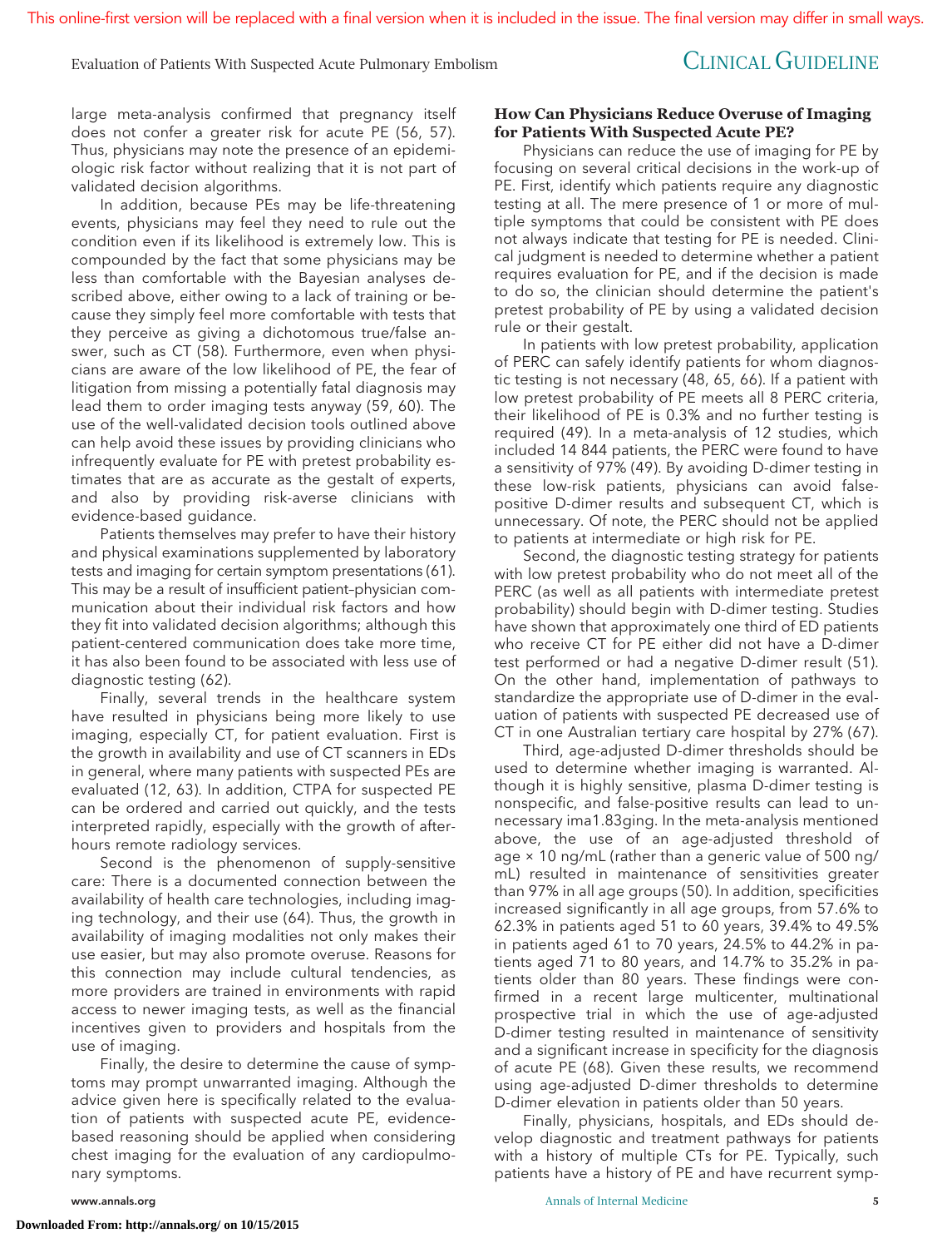large meta-analysis confirmed that pregnancy itself does not confer a greater risk for acute PE (56, 57). Thus, physicians may note the presence of an epidemiologic risk factor without realizing that it is not part of validated decision algorithms.

In addition, because PEs may be life-threatening events, physicians may feel they need to rule out the condition even if its likelihood is extremely low. This is compounded by the fact that some physicians may be less than comfortable with the Bayesian analyses described above, either owing to a lack of training or because they simply feel more comfortable with tests that they perceive as giving a dichotomous true/false answer, such as CT (58). Furthermore, even when physicians are aware of the low likelihood of PE, the fear of litigation from missing a potentially fatal diagnosis may lead them to order imaging tests anyway (59, 60). The use of the well-validated decision tools outlined above can help avoid these issues by providing clinicians who infrequently evaluate for PE with pretest probability estimates that are as accurate as the gestalt of experts, and also by providing risk-averse clinicians with evidence-based guidance.

Patients themselves may prefer to have their history and physical examinations supplemented by laboratory tests and imaging for certain symptom presentations (61). This may be a result of insufficient patient–physician communication about their individual risk factors and how they fit into validated decision algorithms; although this patient-centered communication does take more time, it has also been found to be associated with less use of diagnostic testing (62).

Finally, several trends in the healthcare system have resulted in physicians being more likely to use imaging, especially CT, for patient evaluation. First is the growth in availability and use of CT scanners in EDs in general, where many patients with suspected PEs are evaluated (12, 63). In addition, CTPA for suspected PE can be ordered and carried out quickly, and the tests interpreted rapidly, especially with the growth of after-hours remote radiology services.

Second is the phenomenon of supply-sensitive care: There is a documented connection between the availability of health care technologies, including imaging technology, and their use (64). Thus, the growth in availability of imaging modalities not only makes their use easier, but may also promote overuse. Reasons for this connection may include cultural tendencies, as more providers are trained in environments with rapid access to newer imaging tests, as well as the financial incentives given to providers and hospitals from the use of imaging.

Finally, the desire to determine the cause of symptoms may prompt unwarranted imaging. Although the advice given here is specifically related to the evaluation of patients with suspected acute PE, evidence-based reasoning should be applied when considering chest imaging for the evaluation of any cardiopulmonary symptoms.

### How Can Physicians Reduce Overuse of Imaging for Patients With Suspected Acute PE?

Physicians can reduce the use of imaging for PE by focusing on several critical decisions in the work-up of PE. First, identify which patients require any diagnostic testing at all. The mere presence of 1 or more of multiple symptoms that could be consistent with PE does not always indicate that testing for PE is needed. Clinical judgment is needed to determine whether a patient requires evaluation for PE, and if the decision is made to do so, the clinician should determine the patient's pretest probability of PE by using a validated decision rule or their gestalt.

In patients with low pretest probability, application of PERC can safely identify patients for whom diagnostic testing is not necessary (48, 65, 66). If a patient with low pretest probability of PE meets all 8 PERC criteria, their likelihood of PE is 0.3% and no further testing is required (49). In a meta-analysis of 12 studies, which included 14 844 patients, the PERC were found to have a sensitivity of 97% (49). By avoiding D-dimer testing in these low-risk patients, physicians can avoid false-positive D-dimer results and subsequent CT, which is unnecessary. Of note, the PERC should not be applied to patients at intermediate or high risk for PE.

Second, the diagnostic testing strategy for patients with low pretest probability who do not meet all of the PERC (as well as all patients with intermediate pretest probability) should begin with D-dimer testing. Studies have shown that approximately one third of ED patients who receive CT for PE either did not have a D-dimer test performed or had a negative D-dimer result (51). On the other hand, implementation of pathways to standardize the appropriate use of D-dimer in the evaluation of patients with suspected PE decreased use of CT in one Australian tertiary care hospital by 27% (67).

Third, age-adjusted D-dimer thresholds should be used to determine whether imaging is warranted. Although it is highly sensitive, plasma D-dimer testing is nonspecific, and false-positive results can lead to unnecessary ima1.83ging. In the meta-analysis mentioned above, the use of an age-adjusted threshold of age × 10 ng/mL (rather than a generic value of 500 ng/mL) resulted in maintenance of sensitivities greater than 97% in all age groups (50). In addition, specificities increased significantly in all age groups, from 57.6% to 62.3% in patients aged 51 to 60 years, 39.4% to 49.5% in patients aged 61 to 70 years, 24.5% to 44.2% in patients aged 71 to 80 years, and 14.7% to 35.2% in patients older than 80 years. These findings were confirmed in a recent large multicenter, multinational prospective trial in which the use of age-adjusted D-dimer testing resulted in maintenance of sensitivity and a significant increase in specificity for the diagnosis of acute PE (68). Given these results, we recommend using age-adjusted D-dimer thresholds to determine D-dimer elevation in patients older than 50 years.

Finally, physicians, hospitals, and EDs should develop diagnostic and treatment pathways for patients with a history of multiple CTs for PE. Typically, such patients have a history of PE and have recurrent symp-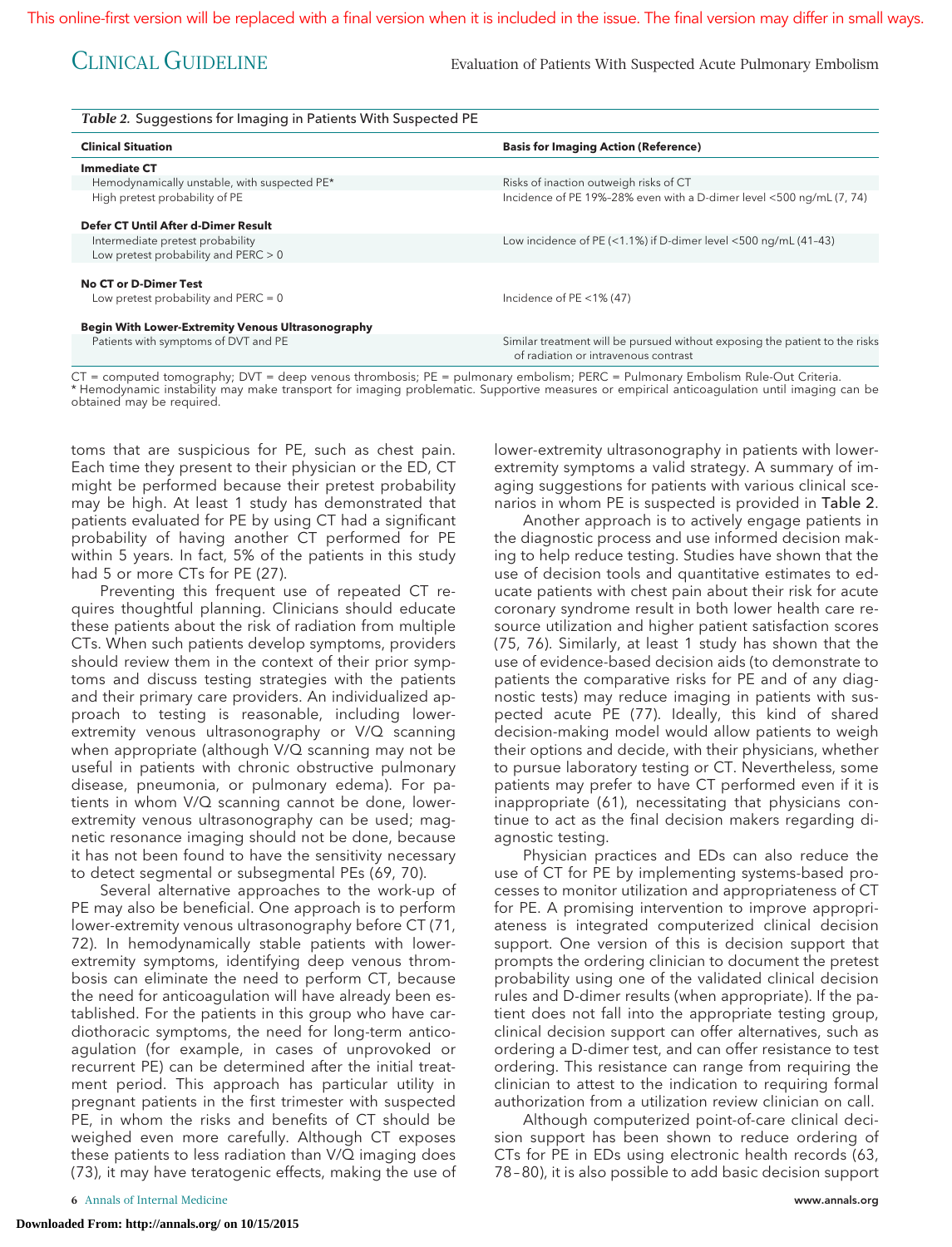*Table 2.* Suggestions for Imaging in Patients With Suspected PE

| Clinical Situation | Basis for Imaging Action (Reference) |
|---|---|
| **Immediate CT** | |
| Hemodynamically unstable, with suspected PE* | Risks of inaction outweigh risks of CT |
| High pretest probability of PE | Incidence of PE 19%–28% even with a D-dimer level <500 ng/mL (7, 74) |
| **Defer CT Until After d-Dimer Result** | |
| Intermediate pretest probability<br>Low pretest probability and PERC > 0 | Low incidence of PE (<1.1%) if D-dimer level <500 ng/mL (41–43) |
| **No CT or D-Dimer Test** | |
| Low pretest probability and PERC = 0 | Incidence of PE <1% (47) |
| **Begin With Lower-Extremity Venous Ultrasonography** | |
| Patients with symptoms of DVT and PE | Similar treatment will be pursued without exposing the patient to the risks of radiation or intravenous contrast |

CT = computed tomography; DVT = deep venous thrombosis; PE = pulmonary embolism; PERC = Pulmonary Embolism Rule-Out Criteria.
* Hemodynamic instability may make transport for imaging problematic. Supportive measures or empirical anticoagulation until imaging can be obtained may be required.

toms that are suspicious for PE, such as chest pain. Each time they present to their physician or the ED, CT might be performed because their pretest probability may be high. At least 1 study has demonstrated that patients evaluated for PE by using CT had a significant probability of having another CT performed for PE within 5 years. In fact, 5% of the patients in this study had 5 or more CTs for PE (27).

Preventing this frequent use of repeated CT requires thoughtful planning. Clinicians should educate these patients about the risk of radiation from multiple CTs. When such patients develop symptoms, providers should review them in the context of their prior symptoms and discuss testing strategies with the patients and their primary care providers. An individualized approach to testing is reasonable, including lower-extremity venous ultrasonography or V/Q scanning when appropriate (although V/Q scanning may not be useful in patients with chronic obstructive pulmonary disease, pneumonia, or pulmonary edema). For patients in whom V/Q scanning cannot be done, lower-extremity venous ultrasonography can be used; magnetic resonance imaging should not be done, because it has not been found to have the sensitivity necessary to detect segmental or subsegmental PEs (69, 70).

Several alternative approaches to the work-up of PE may also be beneficial. One approach is to perform lower-extremity venous ultrasonography before CT (71, 72). In hemodynamically stable patients with lower-extremity symptoms, identifying deep venous thrombosis can eliminate the need to perform CT, because the need for anticoagulation will have already been established. For the patients in this group who have cardiothoracic symptoms, the need for long-term anticoagulation (for example, in cases of unprovoked or recurrent PE) can be determined after the initial treatment period. This approach has particular utility in pregnant patients in the first trimester with suspected PE, in whom the risks and benefits of CT should be weighed even more carefully. Although CT exposes these patients to less radiation than V/Q imaging does (73), it may have teratogenic effects, making the use of lower-extremity ultrasonography in patients with lower-extremity symptoms a valid strategy. A summary of imaging suggestions for patients with various clinical scenarios in whom PE is suspected is provided in Table 2.

Another approach is to actively engage patients in the diagnostic process and use informed decision making to help reduce testing. Studies have shown that the use of decision tools and quantitative estimates to educate patients with chest pain about their risk for acute coronary syndrome result in both lower health care resource utilization and higher patient satisfaction scores (75, 76). Similarly, at least 1 study has shown that the use of evidence-based decision aids (to demonstrate to patients the comparative risks for PE and of any diagnostic tests) may reduce imaging in patients with suspected acute PE (77). Ideally, this kind of shared decision-making model would allow patients to weigh their options and decide, with their physicians, whether to pursue laboratory testing or CT. Nevertheless, some patients may prefer to have CT performed even if it is inappropriate (61), necessitating that physicians continue to act as the final decision makers regarding diagnostic testing.

Physician practices and EDs can also reduce the use of CT for PE by implementing systems-based processes to monitor utilization and appropriateness of CT for PE. A promising intervention to improve appropriateness is integrated computerized clinical decision support. One version of this is decision support that prompts the ordering clinician to document the pretest probability using one of the validated clinical decision rules and D-dimer results (when appropriate). If the patient does not fall into the appropriate testing group, clinical decision support can offer alternatives, such as ordering a D-dimer test, and can offer resistance to test ordering. This resistance can range from requiring the clinician to attest to the indication to requiring formal authorization from a utilization review clinician on call.

Although computerized point-of-care clinical decision support has been shown to reduce ordering of CTs for PE in EDs using electronic health records (63, 78–80), it is also possible to add basic decision support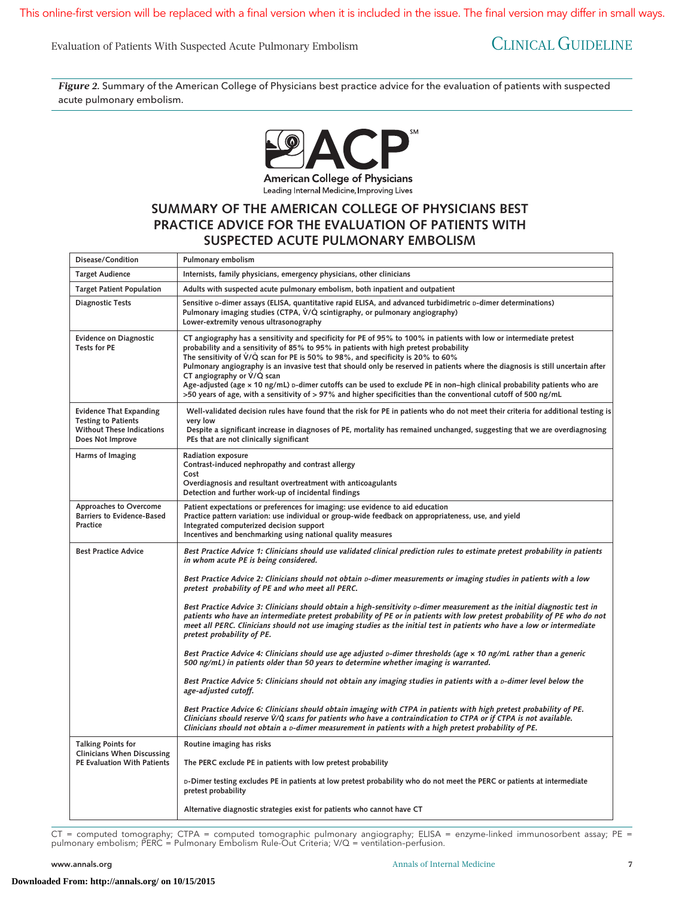*Figure 2.* Summary of the American College of Physicians best practice advice for the evaluation of patients with suspected acute pulmonary embolism.

American College of Physicians
Leading Internal Medicine, Improving Lives

## SUMMARY OF THE AMERICAN COLLEGE OF PHYSICIANS BEST PRACTICE ADVICE FOR THE EVALUATION OF PATIENTS WITH SUSPECTED ACUTE PULMONARY EMBOLISM

| Disease/Condition | Pulmonary embolism |
|---|---|
| Target Audience | Internists, family physicians, emergency physicians, other clinicians |
| Target Patient Population | Adults with suspected acute pulmonary embolism, both inpatient and outpatient |
| Diagnostic Tests | Sensitive D-dimer assays (ELISA, quantitative rapid ELISA, and advanced turbidimetric D-dimer determinations)<br>Pulmonary imaging studies (CTPA, V̇/Q̇ scintigraphy, or pulmonary angiography)<br>Lower-extremity venous ultrasonography |
| Evidence on Diagnostic Tests for PE | CT angiography has a sensitivity and specificity for PE of 95% to 100% in patients with low or intermediate pretest probability and a sensitivity of 85% to 95% in patients with high pretest probability<br>The sensitivity of V̇/Q̇ scan for PE is 50% to 98%, and specificity is 20% to 60%<br>Pulmonary angiography is an invasive test that should only be reserved in patients where the diagnosis is still uncertain after CT angiography or V̇/Q̇ scan<br>Age-adjusted (age × 10 ng/mL) D-dimer cutoffs can be used to exclude PE in non–high clinical probability patients who are >50 years of age, with a sensitivity of > 97% and higher specificities than the conventional cutoff of 500 ng/mL |
| Evidence That Expanding Testing to Patients Without These Indications Does Not Improve | Well-validated decision rules have found that the risk for PE in patients who do not meet their criteria for additional testing is very low<br>Despite a significant increase in diagnoses of PE, mortality has remained unchanged, suggesting that we are overdiagnosing PEs that are not clinically significant |
| Harms of Imaging | Radiation exposure<br>Contrast-induced nephropathy and contrast allergy<br>Cost<br>Overdiagnosis and resultant overtreatment with anticoagulants<br>Detection and further work-up of incidental findings |
| Approaches to Overcome Barriers to Evidence-Based Practice | Patient expectations or preferences for imaging: use evidence to aid education<br>Practice pattern variation: use individual or group-wide feedback on appropriateness, use, and yield<br>Integrated computerized decision support<br>Incentives and benchmarking using national quality measures |
| Best Practice Advice | *Best Practice Advice 1: Clinicians should use validated clinical prediction rules to estimate pretest probability in patients in whom acute PE is being considered.*<br><br>*Best Practice Advice 2: Clinicians should not obtain D-dimer measurements or imaging studies in patients with a low pretest probability of PE and who meet all PERC.*<br><br>*Best Practice Advice 3: Clinicians should obtain a high-sensitivity D-dimer measurement as the initial diagnostic test in patients who have an intermediate pretest probability of PE or in patients with low pretest probability of PE who do not meet all PERC. Clinicians should not use imaging studies as the initial test in patients who have a low or intermediate pretest probability of PE.*<br><br>*Best Practice Advice 4: Clinicians should use age adjusted D-dimer thresholds (age × 10 ng/mL rather than a generic 500 ng/mL) in patients older than 50 years to determine whether imaging is warranted.*<br><br>*Best Practice Advice 5: Clinicians should not obtain any imaging studies in patients with a D-dimer level below the age-adjusted cutoff.*<br><br>*Best Practice Advice 6: Clinicians should obtain imaging with CTPA in patients with high pretest probability of PE. Clinicians should reserve V̇/Q̇ scans for patients who have a contraindication to CTPA or if CTPA is not available. Clinicians should not obtain a D-dimer measurement in patients with a high pretest probability of PE.* |
| Talking Points for Clinicians When Discussing PE Evaluation With Patients | Routine imaging has risks<br><br>The PERC exclude PE in patients with low pretest probability<br><br>D-Dimer testing excludes PE in patients at low pretest probability who do not meet the PERC or patients at intermediate pretest probability<br><br>Alternative diagnostic strategies exist for patients who cannot have CT |

CT = computed tomography; CTPA = computed tomographic pulmonary angiography; ELISA = enzyme-linked immunosorbent assay; PE = pulmonary embolism; PERC = Pulmonary Embolism Rule-Out Criteria; V/Q = ventilation–perfusion.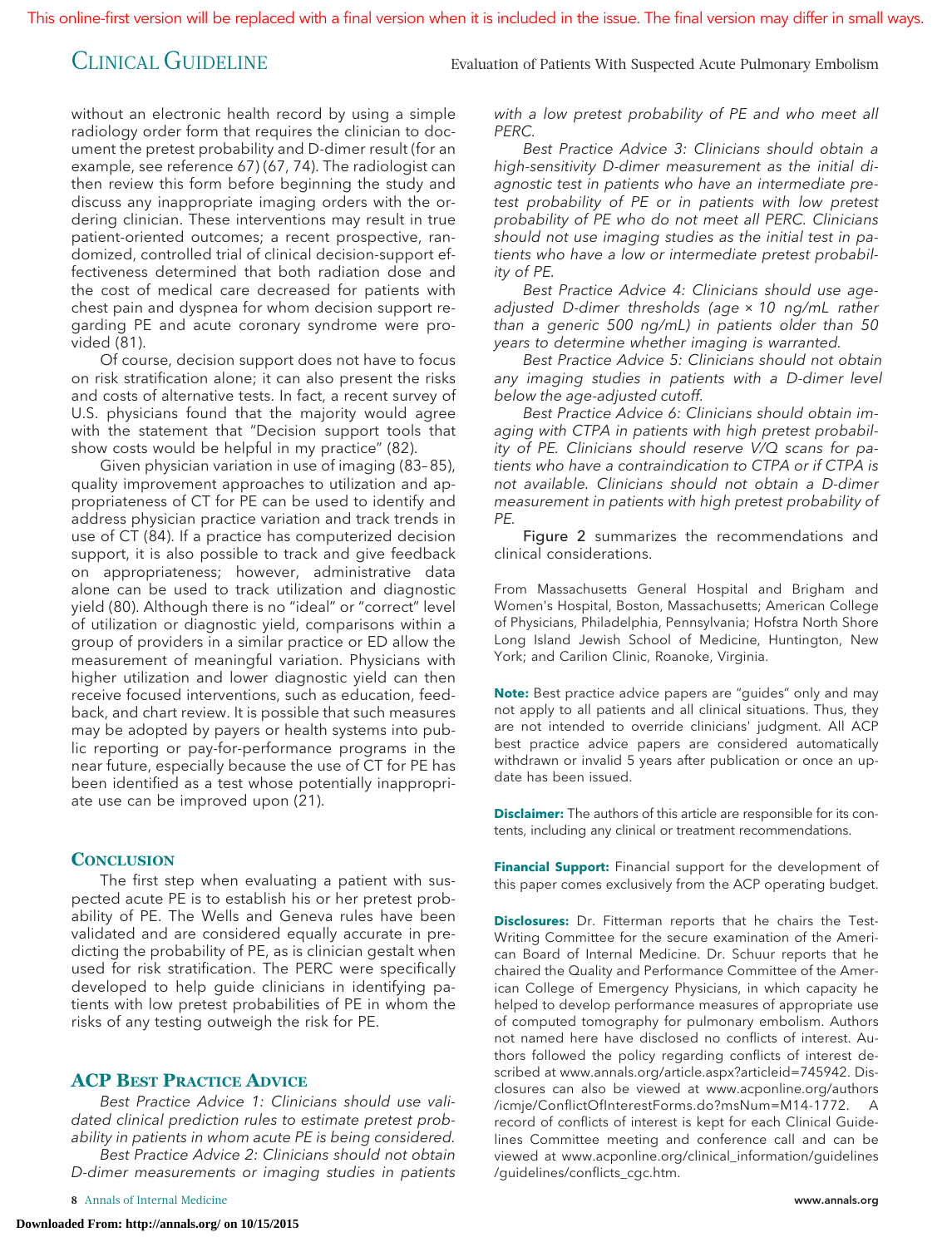without an electronic health record by using a simple radiology order form that requires the clinician to document the pretest probability and D-dimer result (for an example, see reference 67) (67, 74). The radiologist can then review this form before beginning the study and discuss any inappropriate imaging orders with the ordering clinician. These interventions may result in true patient-oriented outcomes; a recent prospective, randomized, controlled trial of clinical decision-support effectiveness determined that both radiation dose and the cost of medical care decreased for patients with chest pain and dyspnea for whom decision support regarding PE and acute coronary syndrome were provided (81).

Of course, decision support does not have to focus on risk stratification alone; it can also present the risks and costs of alternative tests. In fact, a recent survey of U.S. physicians found that the majority would agree with the statement that "Decision support tools that show costs would be helpful in my practice" (82).

Given physician variation in use of imaging (83–85), quality improvement approaches to utilization and appropriateness of CT for PE can be used to identify and address physician practice variation and track trends in use of CT (84). If a practice has computerized decision support, it is also possible to track and give feedback on appropriateness; however, administrative data alone can be used to track utilization and diagnostic yield (80). Although there is no "ideal" or "correct" level of utilization or diagnostic yield, comparisons within a group of providers in a similar practice or ED allow the measurement of meaningful variation. Physicians with higher utilization and lower diagnostic yield can then receive focused interventions, such as education, feedback, and chart review. It is possible that such measures may be adopted by payers or health systems into public reporting or pay-for-performance programs in the near future, especially because the use of CT for PE has been identified as a test whose potentially inappropriate use can be improved upon (21).

## Conclusion

The first step when evaluating a patient with suspected acute PE is to establish his or her pretest probability of PE. The Wells and Geneva rules have been validated and are considered equally accurate in predicting the probability of PE, as is clinician gestalt when used for risk stratification. The PERC were specifically developed to help guide clinicians in identifying patients with low pretest probabilities of PE in whom the risks of any testing outweigh the risk for PE.

## ACP Best Practice Advice

*Best Practice Advice 1: Clinicians should use validated clinical prediction rules to estimate pretest probability in patients in whom acute PE is being considered.*

*Best Practice Advice 2: Clinicians should not obtain D-dimer measurements or imaging studies in patients with a low pretest probability of PE and who meet all PERC.*

*Best Practice Advice 3: Clinicians should obtain a high-sensitivity D-dimer measurement as the initial diagnostic test in patients who have an intermediate pretest probability of PE or in patients with low pretest probability of PE who do not meet all PERC. Clinicians should not use imaging studies as the initial test in patients who have a low or intermediate pretest probability of PE.*

*Best Practice Advice 4: Clinicians should use age-adjusted D-dimer thresholds (age × 10 ng/mL rather than a generic 500 ng/mL) in patients older than 50 years to determine whether imaging is warranted.*

*Best Practice Advice 5: Clinicians should not obtain any imaging studies in patients with a D-dimer level below the age-adjusted cutoff.*

*Best Practice Advice 6: Clinicians should obtain imaging with CTPA in patients with high pretest probability of PE. Clinicians should reserve V/Q scans for patients who have a contraindication to CTPA or if CTPA is not available. Clinicians should not obtain a D-dimer measurement in patients with high pretest probability of PE.*

Figure 2 summarizes the recommendations and clinical considerations.

From Massachusetts General Hospital and Brigham and Women's Hospital, Boston, Massachusetts; American College of Physicians, Philadelphia, Pennsylvania; Hofstra North Shore Long Island Jewish School of Medicine, Huntington, New York; and Carilion Clinic, Roanoke, Virginia.

**Note:** Best practice advice papers are "guides" only and may not apply to all patients and all clinical situations. Thus, they are not intended to override clinicians' judgment. All ACP best practice advice papers are considered automatically withdrawn or invalid 5 years after publication or once an update has been issued.

**Disclaimer:** The authors of this article are responsible for its contents, including any clinical or treatment recommendations.

**Financial Support:** Financial support for the development of this paper comes exclusively from the ACP operating budget.

**Disclosures:** Dr. Fitterman reports that he chairs the Test-Writing Committee for the secure examination of the American Board of Internal Medicine. Dr. Schuur reports that he chaired the Quality and Performance Committee of the American College of Emergency Physicians, in which capacity he helped to develop performance measures of appropriate use of computed tomography for pulmonary embolism. Authors not named here have disclosed no conflicts of interest. Authors followed the policy regarding conflicts of interest described at www.annals.org/article.aspx?articleid=745942. Disclosures can also be viewed at www.acponline.org/authors/icmje/ConflictOfInterestForms.do?msNum=M14-1772. A record of conflicts of interest is kept for each Clinical Guidelines Committee meeting and conference call and can be viewed at www.acponline.org/clinical_information/guidelines/guidelines/conflicts_cgc.htm.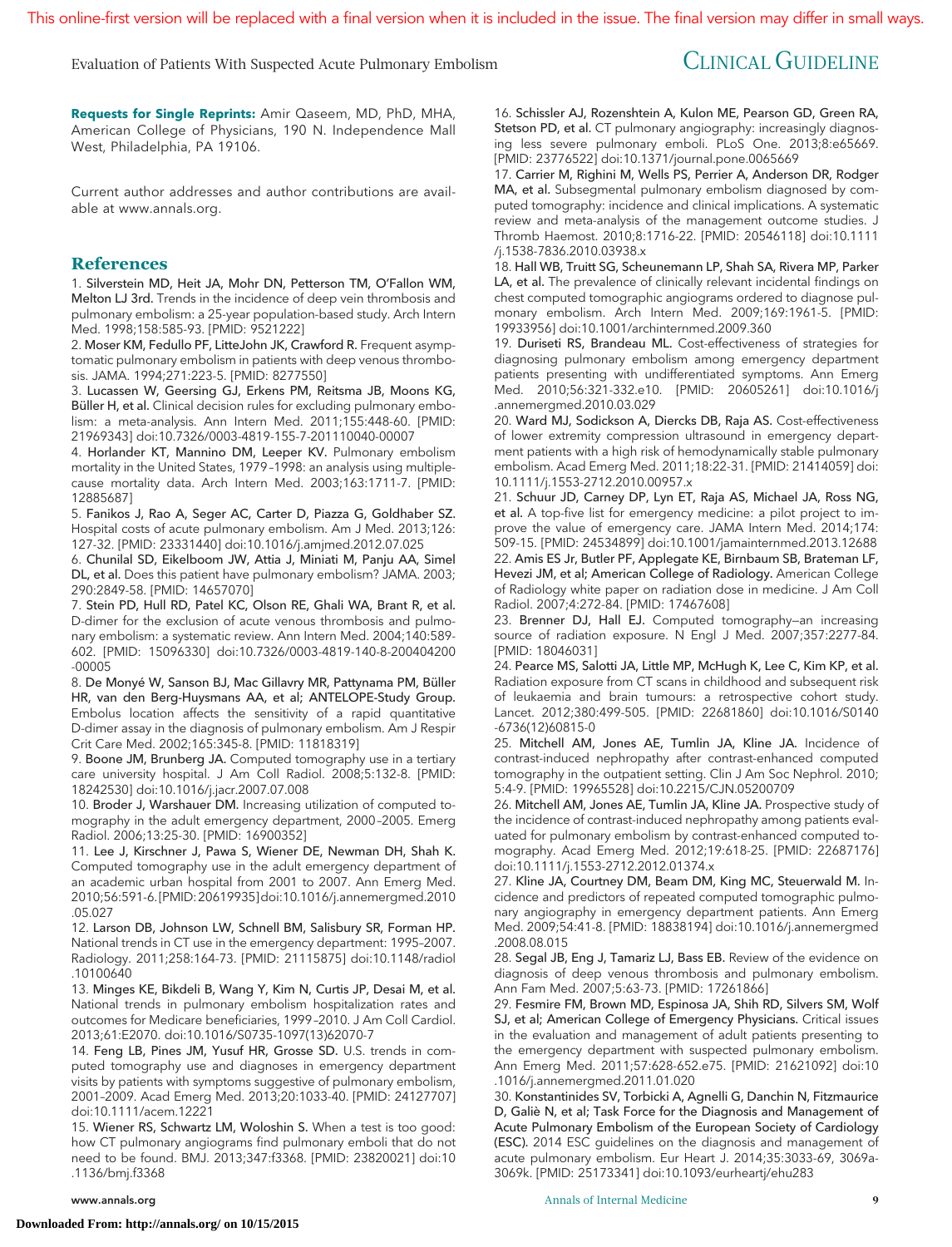**Requests for Single Reprints:** Amir Qaseem, MD, PhD, MHA, American College of Physicians, 190 N. Independence Mall West, Philadelphia, PA 19106.

Current author addresses and author contributions are available at www.annals.org.

## References

1. Silverstein MD, Heit JA, Mohr DN, Petterson TM, O'Fallon WM, Melton LJ 3rd. Trends in the incidence of deep vein thrombosis and pulmonary embolism: a 25-year population-based study. Arch Intern Med. 1998;158:585-93. [PMID: 9521222]
2. Moser KM, Fedullo PF, LitteJohn JK, Crawford R. Frequent asymptomatic pulmonary embolism in patients with deep venous thrombosis. JAMA. 1994;271:223-5. [PMID: 8277550]
3. Lucassen W, Geersing GJ, Erkens PM, Reitsma JB, Moons KG, Büller H, et al. Clinical decision rules for excluding pulmonary embolism: a meta-analysis. Ann Intern Med. 2011;155:448-60. [PMID: 21969343] doi:10.7326/0003-4819-155-7-201110040-00007
4. Horlander KT, Mannino DM, Leeper KV. Pulmonary embolism mortality in the United States, 1979–1998: an analysis using multiple-cause mortality data. Arch Intern Med. 2003;163:1711-7. [PMID: 12885687]
5. Fanikos J, Rao A, Seger AC, Carter D, Piazza G, Goldhaber SZ. Hospital costs of acute pulmonary embolism. Am J Med. 2013;126:127-32. [PMID: 23331440] doi:10.1016/j.amjmed.2012.07.025
6. Chunilal SD, Eikelboom JW, Attia J, Miniati M, Panju AA, Simel DL, et al. Does this patient have pulmonary embolism? JAMA. 2003;290:2849-58. [PMID: 14657070]
7. Stein PD, Hull RD, Patel KC, Olson RE, Ghali WA, Brant R, et al. D-dimer for the exclusion of acute venous thrombosis and pulmonary embolism: a systematic review. Ann Intern Med. 2004;140:589-602. [PMID: 15096330] doi:10.7326/0003-4819-140-8-200404200-00005
8. De Monyé W, Sanson BJ, Mac Gillavry MR, Pattynama PM, Büller HR, van den Berg-Huysmans AA, et al; ANTELOPE-Study Group. Embolus location affects the sensitivity of a rapid quantitative D-dimer assay in the diagnosis of pulmonary embolism. Am J Respir Crit Care Med. 2002;165:345-8. [PMID: 11818319]
9. Boone JM, Brunberg JA. Computed tomography use in a tertiary care university hospital. J Am Coll Radiol. 2008;5:132-8. [PMID: 18242530] doi:10.1016/j.jacr.2007.07.008
10. Broder J, Warshauer DM. Increasing utilization of computed tomography in the adult emergency department, 2000–2005. Emerg Radiol. 2006;13:25-30. [PMID: 16900352]
11. Lee J, Kirschner J, Pawa S, Wiener DE, Newman DH, Shah K. Computed tomography use in the adult emergency department of an academic urban hospital from 2001 to 2007. Ann Emerg Med. 2010;56:591-6. [PMID: 20619935] doi:10.1016/j.annemergmed.2010.05.027
12. Larson DB, Johnson LW, Schnell BM, Salisbury SR, Forman HP. National trends in CT use in the emergency department: 1995–2007. Radiology. 2011;258:164-73. [PMID: 21115875] doi:10.1148/radiol.10100640
13. Minges KE, Bikdeli B, Wang Y, Kim N, Curtis JP, Desai M, et al. National trends in pulmonary embolism hospitalization rates and outcomes for Medicare beneficiaries, 1999–2010. J Am Coll Cardiol. 2013;61:E2070. doi:10.1016/S0735-1097(13)62070-7
14. Feng LB, Pines JM, Yusuf HR, Grosse SD. U.S. trends in computed tomography use and diagnoses in emergency department visits by patients with symptoms suggestive of pulmonary embolism, 2001–2009. Acad Emerg Med. 2013;20:1033-40. [PMID: 24127707] doi:10.1111/acem.12221
15. Wiener RS, Schwartz LM, Woloshin S. When a test is too good: how CT pulmonary angiograms find pulmonary emboli that do not need to be found. BMJ. 2013;347:f3368. [PMID: 23820021] doi:10.1136/bmj.f3368
16. Schissler AJ, Rozenshtein A, Kulon ME, Pearson GD, Green RA, Stetson PD, et al. CT pulmonary angiography: increasingly diagnosing less severe pulmonary emboli. PLoS One. 2013;8:e65669. [PMID: 23776522] doi:10.1371/journal.pone.0065669
17. Carrier M, Righini M, Wells PS, Perrier A, Anderson DR, Rodger MA, et al. Subsegmental pulmonary embolism diagnosed by computed tomography: incidence and clinical implications. A systematic review and meta-analysis of the management outcome studies. J Thromb Haemost. 2010;8:1716-22. [PMID: 20546118] doi:10.1111/j.1538-7836.2010.03938.x
18. Hall WB, Truitt SG, Scheunemann LP, Shah SA, Rivera MP, Parker LA, et al. The prevalence of clinically relevant incidental findings on chest computed tomographic angiograms ordered to diagnose pulmonary embolism. Arch Intern Med. 2009;169:1961-5. [PMID: 19933956] doi:10.1001/archinternmed.2009.360
19. Duriseti RS, Brandeau ML. Cost-effectiveness of strategies for diagnosing pulmonary embolism among emergency department patients presenting with undifferentiated symptoms. Ann Emerg Med. 2010;56:321-332.e10. [PMID: 20605261] doi:10.1016/j.annemergmed.2010.03.029
20. Ward MD, Sodickson A, Diercks DB, Raja AS. Cost-effectiveness of lower extremity compression ultrasound in emergency department patients with a high risk of hemodynamically stable pulmonary embolism. Acad Emerg Med. 2011;18:22-31. [PMID: 21414059] doi:10.1111/j.1553-2712.2010.00957.x
21. Schuur JD, Carney DP, Lyn ET, Raja AS, Michael JA, Ross NG, et al. A top-five list for emergency medicine: a pilot project to improve the value of emergency care. JAMA Intern Med. 2014;174:509-15. [PMID: 24534899] doi:10.1001/jamainternmed.2013.12688
22. Amis ES Jr, Butler PF, Applegate KE, Birnbaum SB, Brateman LF, Hevezi JM, et al; American College of Radiology. American College of Radiology white paper on radiation dose in medicine. J Am Coll Radiol. 2007;4:272-84. [PMID: 17467608]
23. Brenner DJ, Hall EJ. Computed tomography—an increasing source of radiation exposure. N Engl J Med. 2007;357:2277-84. [PMID: 18046031]
24. Pearce MS, Salotti JA, Little MP, McHugh K, Lee C, Kim KP, et al. Radiation exposure from CT scans in childhood and subsequent risk of leukaemia and brain tumours: a retrospective cohort study. Lancet. 2012;380:499-505. [PMID: 22681860] doi:10.1016/S0140-6736(12)60815-0
25. Mitchell AM, Jones AE, Tumlin JA, Kline JA. Incidence of contrast-induced nephropathy after contrast-enhanced computed tomography in the outpatient setting. Clin J Am Soc Nephrol. 2010;5:4-9. [PMID: 19965528] doi:10.2215/CJN.05200709
26. Mitchell AM, Jones AE, Tumlin JA, Kline JA. Prospective study of the incidence of contrast-induced nephropathy among patients evaluated for pulmonary embolism by contrast-enhanced computed tomography. Acad Emerg Med. 2012;19:618-25. [PMID: 22687176] doi:10.1111/j.1553-2712.2012.01374.x
27. Kline JA, Courtney DM, Beam DM, King MC, Steuerwald M. Incidence and predictors of repeated computed tomographic pulmonary angiography in emergency department patients. Ann Emerg Med. 2009;54:41-8. [PMID: 18838194] doi:10.1016/j.annemergmed.2008.08.015
28. Segal JB, Eng J, Tamariz LJ, Bass EB. Review of the evidence on diagnosis of deep venous thrombosis and pulmonary embolism. Ann Fam Med. 2007;5:63-73. [PMID: 17261866]
29. Fesmire FM, Brown MD, Espinosa JA, Shih RD, Silvers SM, Wolf SJ, et al; American College of Emergency Physicians. Critical issues in the evaluation and management of adult patients presenting to the emergency department with suspected pulmonary embolism. Ann Emerg Med. 2011;57:628-652.e75. [PMID: 21621092] doi:10.1016/j.annemergmed.2011.01.020
30. Konstantinides SV, Torbicki A, Agnelli G, Danchin N, Fitzmaurice D, Galiè N, et al; Task Force for the Diagnosis and Management of Acute Pulmonary Embolism of the European Society of Cardiology (ESC). 2014 ESC guidelines on the diagnosis and management of acute pulmonary embolism. Eur Heart J. 2014;35:3033-69, 3069a-3069k. [PMID: 25173341] doi:10.1093/eurheartj/ehu283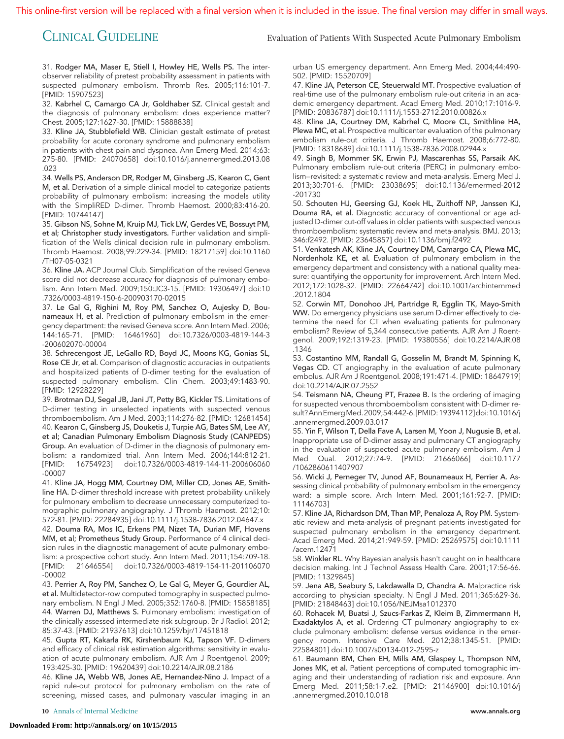31. **Rodger MA, Maser E, Stiell I, Howley HE, Wells PS.** The interobserver reliability of pretest probability assessment in patients with suspected pulmonary embolism. Thromb Res. 2005;116:101-7. [PMID: 15907523]

32. **Kabrhel C, Camargo CA Jr, Goldhaber SZ.** Clinical gestalt and the diagnosis of pulmonary embolism: does experience matter? Chest. 2005;127:1627-30. [PMID: 15888838]

33. **Kline JA, Stubblefield WB.** Clinician gestalt estimate of pretest probability for acute coronary syndrome and pulmonary embolism in patients with chest pain and dyspnea. Ann Emerg Med. 2014;63: 275-80. [PMID: 24070658] doi:10.1016/j.annemergmed.2013.08.023

34. **Wells PS, Anderson DR, Rodger M, Ginsberg JS, Kearon C, Gent M, et al.** Derivation of a simple clinical model to categorize patients probability of pulmonary embolism: increasing the models utility with the SimpliRED D-dimer. Thromb Haemost. 2000;83:416-20. [PMID: 10744147]

35. **Gibson NS, Sohne M, Kruip MJ, Tick LW, Gerdes VE, Bossuyt PM, et al; Christopher study investigators.** Further validation and simplification of the Wells clinical decision rule in pulmonary embolism. Thromb Haemost. 2008;99:229-34. [PMID: 18217159] doi:10.1160/TH07-05-0321

36. **Kline JA.** ACP Journal Club. Simplification of the revised Geneva score did not decrease accuracy for diagnosis of pulmonary embolism. Ann Intern Med. 2009;150:JC3-15. [PMID: 19306497] doi:10.7326/0003-4819-150-6-200903170-02015

37. **Le Gal G, Righini M, Roy PM, Sanchez O, Aujesky D, Bounameaux H, et al.** Prediction of pulmonary embolism in the emergency department: the revised Geneva score. Ann Intern Med. 2006; 144:165-71. [PMID: 16461960] doi:10.7326/0003-4819-144-3-200602070-00004

38. **Schrecengost JE, LeGallo RD, Boyd JC, Moons KG, Gonias SL, Rose CE Jr, et al.** Comparison of diagnostic accuracies in outpatients and hospitalized patients of D-dimer testing for the evaluation of suspected pulmonary embolism. Clin Chem. 2003;49:1483-90. [PMID: 12928229]

39. **Brotman DJ, Segal JB, Jani JT, Petty BG, Kickler TS.** Limitations of D-dimer testing in unselected inpatients with suspected venous thromboembolism. Am J Med. 2003;114:276-82. [PMID: 12681454]

40. **Kearon C, Ginsberg JS, Douketis J, Turpie AG, Bates SM, Lee AY, et al; Canadian Pulmonary Embolism Diagnosis Study (CANPEDS) Group.** An evaluation of D-dimer in the diagnosis of pulmonary embolism: a randomized trial. Ann Intern Med. 2006;144:812-21. [PMID: 16754923] doi:10.7326/0003-4819-144-11-200606060-00007

41. **Kline JA, Hogg MM, Courtney DM, Miller CD, Jones AE, Smithline HA.** D-dimer threshold increase with pretest probability unlikely for pulmonary embolism to decrease unnecessary computerized tomographic pulmonary angiography. J Thromb Haemost. 2012;10: 572-81. [PMID: 22284935] doi:10.1111/j.1538-7836.2012.04647.x

42. **Douma RA, Mos IC, Erkens PM, Nizet TA, Durian MF, Hovens MM, et al; Prometheus Study Group.** Performance of 4 clinical decision rules in the diagnostic management of acute pulmonary embolism: a prospective cohort study. Ann Intern Med. 2011;154:709-18. [PMID: 21646554] doi:10.7326/0003-4819-154-11-201106070-00002

43. **Perrier A, Roy PM, Sanchez O, Le Gal G, Meyer G, Gourdier AL, et al.** Multidetector-row computed tomography in suspected pulmonary embolism. N Engl J Med. 2005;352:1760-8. [PMID: 15858185]

44. **Warren DJ, Matthews S.** Pulmonary embolism: investigation of the clinically assessed intermediate risk subgroup. Br J Radiol. 2012; 85:37-43. [PMID: 21937613] doi:10.1259/bjr/17451818

45. **Gupta RT, Kakarla RK, Kirshenbaum KJ, Tapson VF.** D-dimers and efficacy of clinical risk estimation algorithms: sensitivity in evaluation of acute pulmonary embolism. AJR Am J Roentgenol. 2009; 193:425-30. [PMID: 19620439] doi:10.2214/AJR.08.2186

46. **Kline JA, Webb WB, Jones AE, Hernandez-Nino J.** Impact of a rapid rule-out protocol for pulmonary embolism on the rate of screening, missed cases, and pulmonary vascular imaging in an urban US emergency department. Ann Emerg Med. 2004;44:490-502. [PMID: 15520709]

47. **Kline JA, Peterson CE, Steuerwald MT.** Prospective evaluation of real-time use of the pulmonary embolism rule-out criteria in an academic emergency department. Acad Emerg Med. 2010;17:1016-9. [PMID: 20836787] doi:10.1111/j.1553-2712.2010.00826.x

48. **Kline JA, Courtney DM, Kabrhel C, Moore CL, Smithline HA, Plewa MC, et al.** Prospective multicenter evaluation of the pulmonary embolism rule-out criteria. J Thromb Haemost. 2008;6:772-80. [PMID: 18318689] doi:10.1111/j.1538-7836.2008.02944.x

49. **Singh B, Mommer SK, Erwin PJ, Mascarenhas SS, Parsaik AK.** Pulmonary embolism rule-out criteria (PERC) in pulmonary embolism—revisited: a systematic review and meta-analysis. Emerg Med J. 2013;30:701-6. [PMID: 23038695] doi:10.1136/emermed-2012-201730

50. **Schouten HJ, Geersing GJ, Koek HL, Zuithoff NP, Janssen KJ, Douma RA, et al.** Diagnostic accuracy of conventional or age adjusted D-dimer cut-off values in older patients with suspected venous thromboembolism: systematic review and meta-analysis. BMJ. 2013; 346:f2492. [PMID: 23645857] doi:10.1136/bmj.f2492

51. **Venkatesh AK, Kline JA, Courtney DM, Camargo CA, Plewa MC, Nordenholz KE, et al.** Evaluation of pulmonary embolism in the emergency department and consistency with a national quality measure: quantifying the opportunity for improvement. Arch Intern Med. 2012;172:1028-32. [PMID: 22664742] doi:10.1001/archinternmed.2012.1804

52. **Corwin MT, Donohoo JH, Partridge R, Egglin TK, Mayo-Smith WW.** Do emergency physicians use serum D-dimer effectively to determine the need for CT when evaluating patients for pulmonary embolism? Review of 5,344 consecutive patients. AJR Am J Roentgenol. 2009;192:1319-23. [PMID: 19380556] doi:10.2214/AJR.08.1346

53. **Costantino MM, Randall G, Gosselin M, Brandt M, Spinning K, Vegas CD.** CT angiography in the evaluation of acute pulmonary embolus. AJR Am J Roentgenol. 2008;191:471-4. [PMID: 18647919] doi:10.2214/AJR.07.2552

54. **Teismann NA, Cheung PT, Frazee B.** Is the ordering of imaging for suspected venous thromboembolism consistent with D-dimer result? Ann Emerg Med. 2009;54:442-6. [PMID: 19394112] doi:10.1016/j.annemergmed.2009.03.017

55. **Yin F, Wilson T, Della Fave A, Larsen M, Yoon J, Nugusie B, et al.** Inappropriate use of D-dimer assay and pulmonary CT angiography in the evaluation of suspected acute pulmonary embolism. Am J Med Qual. 2012;27:74-9. [PMID: 21666066] doi:10.1177/1062860611407907

56. **Wicki J, Perneger TV, Junod AF, Bounameaux H, Perrier A.** Assessing clinical probability of pulmonary embolism in the emergency ward: a simple score. Arch Intern Med. 2001;161:92-7. [PMID: 11146703]

57. **Kline JA, Richardson DM, Than MP, Penaloza A, Roy PM.** Systematic review and meta-analysis of pregnant patients investigated for suspected pulmonary embolism in the emergency department. Acad Emerg Med. 2014;21:949-59. [PMID: 25269575] doi:10.1111/acem.12471

58. **Winkler RL.** Why Bayesian analysis hasn't caught on in healthcare decision making. Int J Technol Assess Health Care. 2001;17:56-66. [PMID: 11329845]

59. **Jena AB, Seabury S, Lakdawalla D, Chandra A.** Malpractice risk according to physician specialty. N Engl J Med. 2011;365:629-36. [PMID: 21848463] doi:10.1056/NEJMsa1012370

60. **Rohacek M, Buatsi J, Szucs-Farkas Z, Kleim B, Zimmermann H, Exadaktylos A, et al.** Ordering CT pulmonary angiography to exclude pulmonary embolism: defense versus evidence in the emergency room. Intensive Care Med. 2012;38:1345-51. [PMID: 22584801] doi:10.1007/s00134-012-2595-z

61. **Baumann BM, Chen EH, Mills AM, Glaspey L, Thompson NM, Jones MK, et al.** Patient perceptions of computed tomographic imaging and their understanding of radiation risk and exposure. Ann Emerg Med. 2011;58:1-7.e2. [PMID: 21146900] doi:10.1016/j.annemergmed.2010.10.018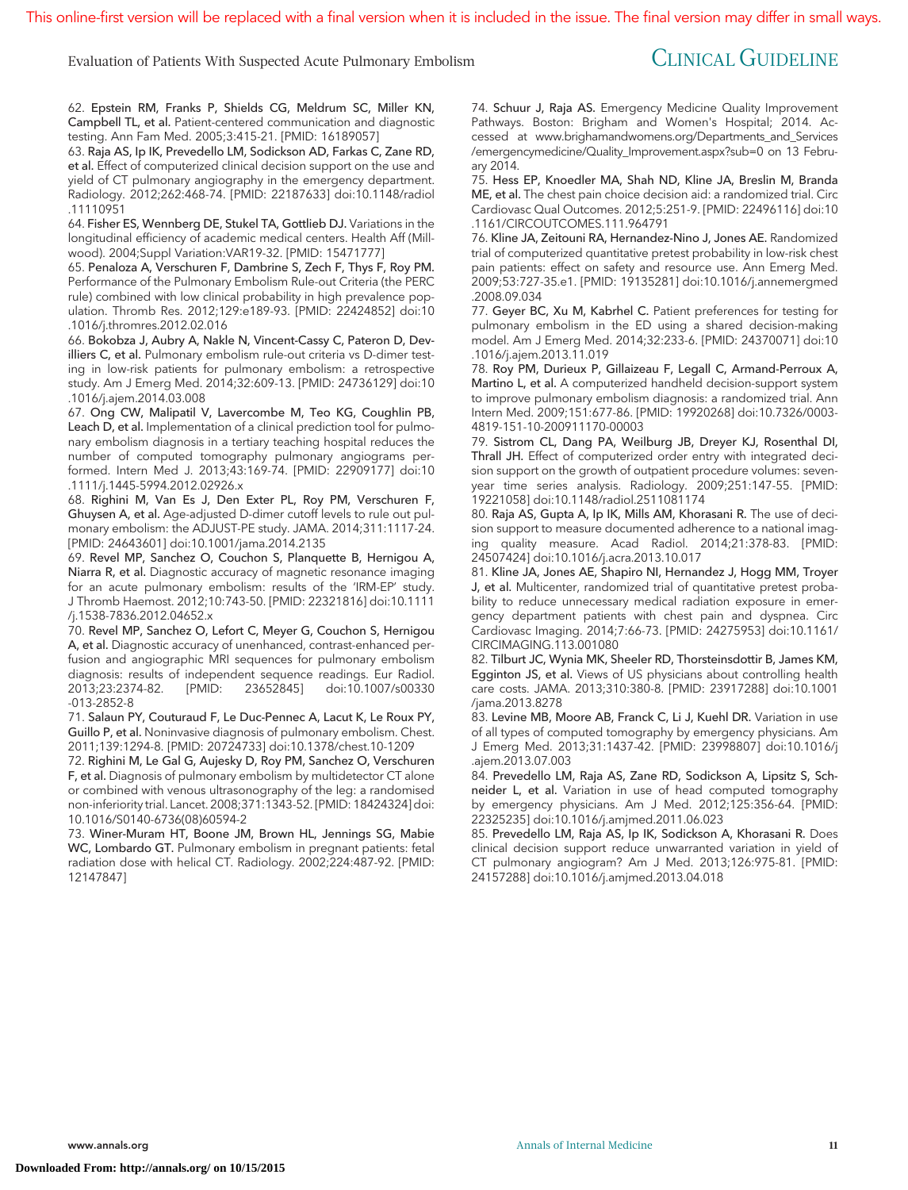62. **Epstein RM, Franks P, Shields CG, Meldrum SC, Miller KN, Campbell TL, et al.** Patient-centered communication and diagnostic testing. Ann Fam Med. 2005;3:415-21. [PMID: 16189057]

63. **Raja AS, Ip IK, Prevedello LM, Sodickson AD, Farkas C, Zane RD, et al.** Effect of computerized clinical decision support on the use and yield of CT pulmonary angiography in the emergency department. Radiology. 2012;262:468-74. [PMID: 22187633] doi:10.1148/radiol.11110951

64. **Fisher ES, Wennberg DE, Stukel TA, Gottlieb DJ.** Variations in the longitudinal efficiency of academic medical centers. Health Aff (Millwood). 2004;Suppl Variation:VAR19-32. [PMID: 15471777]

65. **Penaloza A, Verschuren F, Dambrine S, Zech F, Thys F, Roy PM.** Performance of the Pulmonary Embolism Rule-out Criteria (the PERC rule) combined with low clinical probability in high prevalence population. Thromb Res. 2012;129:e189-93. [PMID: 22424852] doi:10.1016/j.thromres.2012.02.016

66. **Bokobza J, Aubry A, Nakle N, Vincent-Cassy C, Pateron D, Devilliers C, et al.** Pulmonary embolism rule-out criteria vs D-dimer testing in low-risk patients for pulmonary embolism: a retrospective study. Am J Emerg Med. 2014;32:609-13. [PMID: 24736129] doi:10.1016/j.ajem.2014.03.008

67. **Ong CW, Malipatil V, Lavercombe M, Teo KG, Coughlin PB, Leach D, et al.** Implementation of a clinical prediction tool for pulmonary embolism diagnosis in a tertiary teaching hospital reduces the number of computed tomography pulmonary angiograms performed. Intern Med J. 2013;43:169-74. [PMID: 22909177] doi:10.1111/j.1445-5994.2012.02926.x

68. **Righini M, Van Es J, Den Exter PL, Roy PM, Verschuren F, Ghuysen A, et al.** Age-adjusted D-dimer cutoff levels to rule out pulmonary embolism: the ADJUST-PE study. JAMA. 2014;311:1117-24. [PMID: 24643601] doi:10.1001/jama.2014.2135

69. **Revel MP, Sanchez O, Couchon S, Planquette B, Hernigou A, Niarra R, et al.** Diagnostic accuracy of magnetic resonance imaging for an acute pulmonary embolism: results of the 'IRM-EP' study. J Thromb Haemost. 2012;10:743-50. [PMID: 22321816] doi:10.1111/j.1538-7836.2012.04652.x

70. **Revel MP, Sanchez O, Lefort C, Meyer G, Couchon S, Hernigou A, et al.** Diagnostic accuracy of unenhanced, contrast-enhanced perfusion and angiographic MRI sequences for pulmonary embolism diagnosis: results of independent sequence readings. Eur Radiol. 2013;23:2374-82. [PMID: 23652845] doi:10.1007/s00330-013-2852-8

71. **Salaun PY, Couturaud F, Le Duc-Pennec A, Lacut K, Le Roux PY, Guillo P, et al.** Noninvasive diagnosis of pulmonary embolism. Chest. 2011;139:1294-8. [PMID: 20724733] doi:10.1378/chest.10-1209

72. **Righini M, Le Gal G, Aujesky D, Roy PM, Sanchez O, Verschuren F, et al.** Diagnosis of pulmonary embolism by multidetector CT alone or combined with venous ultrasonography of the leg: a randomised non-inferiority trial. Lancet. 2008;371:1343-52. [PMID: 18424324] doi:10.1016/S0140-6736(08)60594-2

73. **Winer-Muram HT, Boone JM, Brown HL, Jennings SG, Mabie WC, Lombardo GT.** Pulmonary embolism in pregnant patients: fetal radiation dose with helical CT. Radiology. 2002;224:487-92. [PMID: 12147847]

74. **Schuur J, Raja AS.** Emergency Medicine Quality Improvement Pathways. Boston: Brigham and Women's Hospital; 2014. Accessed at www.brighamandwomens.org/Departments_and_Services/emergencymedicine/Quality_Improvement.aspx?sub=0 on 13 February 2014.

75. **Hess EP, Knoedler MA, Shah ND, Kline JA, Breslin M, Branda ME, et al.** The chest pain choice decision aid: a randomized trial. Circ Cardiovasc Qual Outcomes. 2012;5:251-9. [PMID: 22496116] doi:10.1161/CIRCOUTCOMES.111.964791

76. **Kline JA, Zeitouni RA, Hernandez-Nino J, Jones AE.** Randomized trial of computerized quantitative pretest probability in low-risk chest pain patients: effect on safety and resource use. Ann Emerg Med. 2009;53:727-35.e1. [PMID: 19135281] doi:10.1016/j.annemergmed.2008.09.034

77. **Geyer BC, Xu M, Kabrhel C.** Patient preferences for testing for pulmonary embolism in the ED using a shared decision-making model. Am J Emerg Med. 2014;32:233-6. [PMID: 24370071] doi:10.1016/j.ajem.2013.11.019

78. **Roy PM, Durieux P, Gillaizeau F, Legall C, Armand-Perroux A, Martino L, et al.** A computerized handheld decision-support system to improve pulmonary embolism diagnosis: a randomized trial. Ann Intern Med. 2009;151:677-86. [PMID: 19920268] doi:10.7326/0003-4819-151-10-200911170-00003

79. **Sistrom CL, Dang PA, Weilburg JB, Dreyer KJ, Rosenthal DI, Thrall JH.** Effect of computerized order entry with integrated decision support on the growth of outpatient procedure volumes: seven-year time series analysis. Radiology. 2009;251:147-55. [PMID: 19221058] doi:10.1148/radiol.2511081174

80. **Raja AS, Gupta A, Ip IK, Mills AM, Khorasani R.** The use of decision support to measure documented adherence to a national imaging quality measure. Acad Radiol. 2014;21:378-83. [PMID: 24507424] doi:10.1016/j.acra.2013.10.017

81. **Kline JA, Jones AE, Shapiro NI, Hernandez J, Hogg MM, Troyer J, et al.** Multicenter, randomized trial of quantitative pretest probability to reduce unnecessary medical radiation exposure in emergency department patients with chest pain and dyspnea. Circ Cardiovasc Imaging. 2014;7:66-73. [PMID: 24275953] doi:10.1161/CIRCIMAGING.113.001080

82. **Tilburt JC, Wynia MK, Sheeler RD, Thorsteinsdottir B, James KM, Egginton JS, et al.** Views of US physicians about controlling health care costs. JAMA. 2013;310:380-8. [PMID: 23917288] doi:10.1001/jama.2013.8278

83. **Levine MB, Moore AB, Franck C, Li J, Kuehl DR.** Variation in use of all types of computed tomography by emergency physicians. Am J Emerg Med. 2013;31:1437-42. [PMID: 23998807] doi:10.1016/j.ajem.2013.07.003

84. **Prevedello LM, Raja AS, Zane RD, Sodickson A, Lipsitz S, Schneider L, et al.** Variation in use of head computed tomography by emergency physicians. Am J Med. 2012;125:356-64. [PMID: 22325235] doi:10.1016/j.amjmed.2011.06.023

85. **Prevedello LM, Raja AS, Ip IK, Sodickson A, Khorasani R.** Does clinical decision support reduce unwarranted variation in yield of CT pulmonary angiogram? Am J Med. 2013;126:975-81. [PMID: 24157288] doi:10.1016/j.amjmed.2013.04.018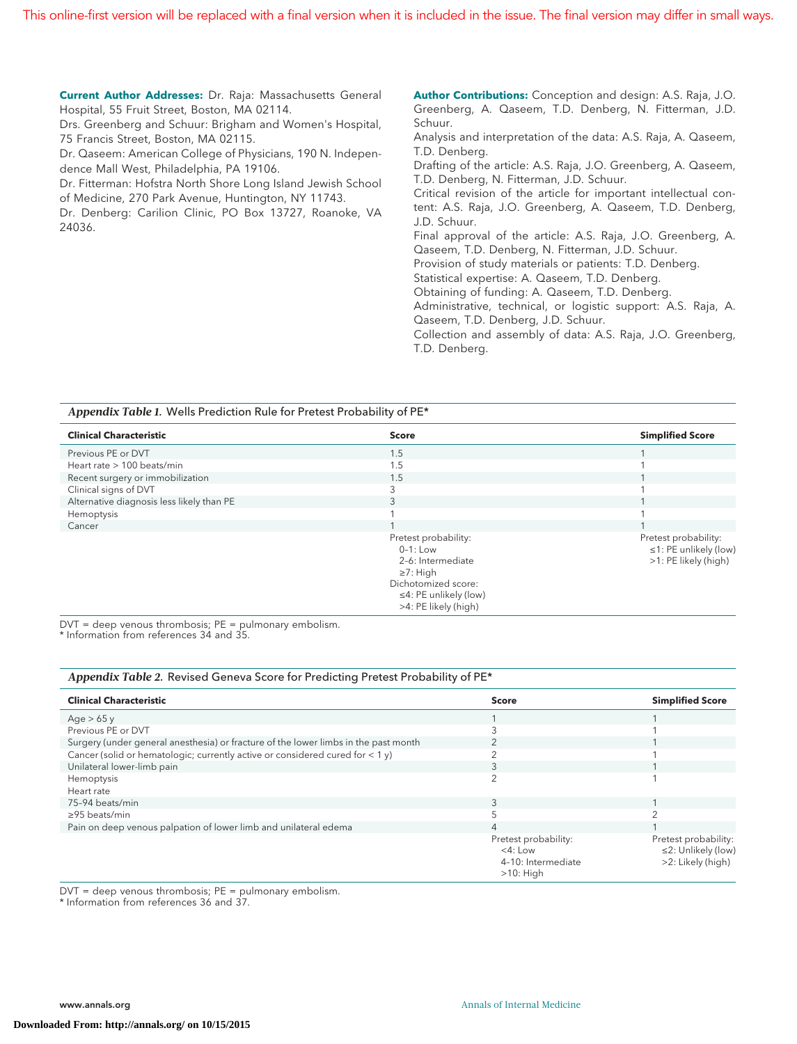**Current Author Addresses:** Dr. Raja: Massachusetts General Hospital, 55 Fruit Street, Boston, MA 02114.

Drs. Greenberg and Schuur: Brigham and Women's Hospital, 75 Francis Street, Boston, MA 02115.

Dr. Qaseem: American College of Physicians, 190 N. Independence Mall West, Philadelphia, PA 19106.

Dr. Fitterman: Hofstra North Shore Long Island Jewish School of Medicine, 270 Park Avenue, Huntington, NY 11743.

Dr. Denberg: Carilion Clinic, PO Box 13727, Roanoke, VA 24036.

**Author Contributions:** Conception and design: A.S. Raja, J.O. Greenberg, A. Qaseem, T.D. Denberg, N. Fitterman, J.D. Schuur.

Analysis and interpretation of the data: A.S. Raja, A. Qaseem, T.D. Denberg.

Drafting of the article: A.S. Raja, J.O. Greenberg, A. Qaseem, T.D. Denberg, N. Fitterman, J.D. Schuur.

Critical revision of the article for important intellectual content: A.S. Raja, J.O. Greenberg, A. Qaseem, T.D. Denberg, J.D. Schuur.

Final approval of the article: A.S. Raja, J.O. Greenberg, A. Qaseem, T.D. Denberg, N. Fitterman, J.D. Schuur.

Provision of study materials or patients: T.D. Denberg.

Statistical expertise: A. Qaseem, T.D. Denberg.

Obtaining of funding: A. Qaseem, T.D. Denberg.

Administrative, technical, or logistic support: A.S. Raja, A. Qaseem, T.D. Denberg, J.D. Schuur.

Collection and assembly of data: A.S. Raja, J.O. Greenberg, T.D. Denberg.

*Appendix Table 1.* Wells Prediction Rule for Pretest Probability of PE*

| Clinical Characteristic | Score | Simplified Score |
|---|---|---|
| Previous PE or DVT | 1.5 | 1 |
| Heart rate > 100 beats/min | 1.5 | 1 |
| Recent surgery or immobilization | 1.5 | 1 |
| Clinical signs of DVT | 3 | 1 |
| Alternative diagnosis less likely than PE | 3 | 1 |
| Hemoptysis | 1 | 1 |
| Cancer | 1 | 1 |
| | Pretest probability:<br>0–1: Low<br>2–6: Intermediate<br>≥7: High<br>Dichotomized score:<br>≤4: PE unlikely (low)<br>>4: PE likely (high) | Pretest probability:<br>≤1: PE unlikely (low)<br>>1: PE likely (high) |

DVT = deep venous thrombosis; PE = pulmonary embolism.
* Information from references 34 and 35.

*Appendix Table 2.* Revised Geneva Score for Predicting Pretest Probability of PE*

| Clinical Characteristic | Score | Simplified Score |
|---|---|---|
| Age > 65 y | 1 | 1 |
| Previous PE or DVT | 3 | 1 |
| Surgery (under general anesthesia) or fracture of the lower limbs in the past month | 2 | 1 |
| Cancer (solid or hematologic; currently active or considered cured for < 1 y) | 2 | 1 |
| Unilateral lower-limb pain | 3 | 1 |
| Hemoptysis | 2 | 1 |
| Heart rate | | |
| 75–94 beats/min | 3 | 1 |
| ≥95 beats/min | 5 | 2 |
| Pain on deep venous palpation of lower limb and unilateral edema | 4 | 1 |
| | Pretest probability:<br><4: Low<br>4–10: Intermediate<br>>10: High | Pretest probability:<br>≤2: Unlikely (low)<br>>2: Likely (high) |

DVT = deep venous thrombosis; PE = pulmonary embolism.
* Information from references 36 and 37.